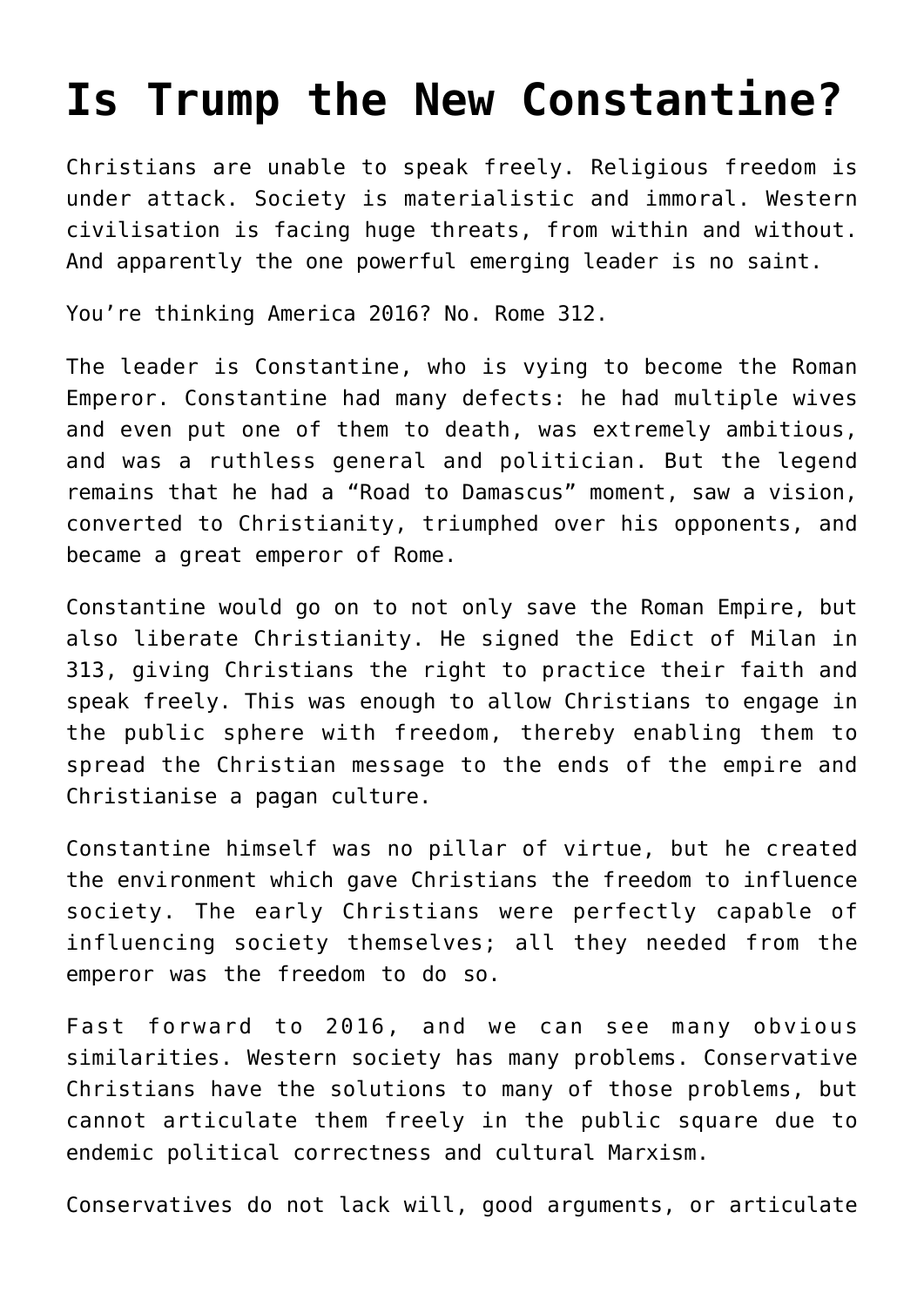# Is Trump the New Constantine?

Christians are unable to speak freely. Religious freedom is under attack. Society is materialistic and immoral. Western civilisation is facing huge threats, from within and without. And apparently the one powerful emerging leader is no saint.

You're thinking America 2016? No. Rome 312.

The leader is Constantine, who is vying to become the Roman Emperor. Constantine had many defects: he had multiple wives and even put one of them to death, was extremely ambitious, and was a ruthless general and politician. But the legend remains that he had a "Road to Damascus" moment, saw a vision, converted to Christianity, triumphed over his opponents, and became a great emperor of Rome.

Constantine would go on to not only save the Roman Empire, but also liberate Christianity. He signed the Edict of Milan in 313, giving Christians the right to practice their faith and speak freely. This was enough to allow Christians to engage in the public sphere with freedom, thereby enabling them to spread the Christian message to the ends of the empire and Christianise a pagan culture.

Constantine himself was no pillar of virtue, but he created the environment which gave Christians the freedom to influence society. The early Christians were perfectly capable of influencing society themselves; all they needed from the emperor was the freedom to do so.

Fast forward to 2016, and we can see many obvious similarities. Western society has many problems. Conservative Christians have the solutions to many of those problems, but cannot articulate them freely in the public square due to endemic political correctness and cultural Marxism.

Conservatives do not lack will, good arguments, or articulate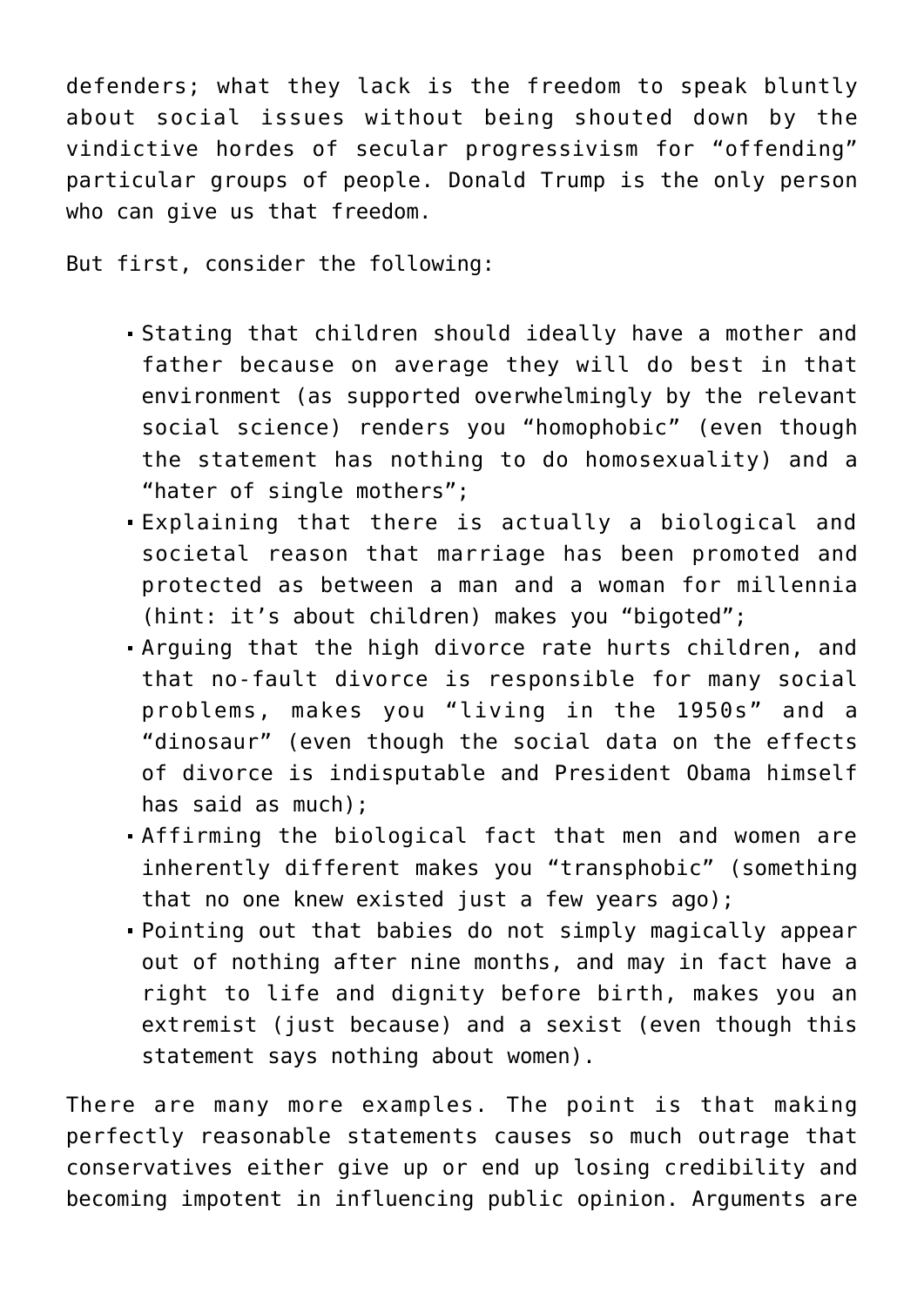defenders; what they lack is the freedom to speak bluntly about social issues without being shouted down by the vindictive hordes of secular progressivism for "offending" particular groups of people. Donald Trump is the only person who can give us that freedom.

But first, consider the following:

- Stating that children should ideally have a mother and father because on average they will do best in that environment (as supported overwhelmingly by the relevant social science) renders you "homophobic" (even though the statement has nothing to do homosexuality) and a "hater of single mothers";
- Explaining that there is actually a biological and societal reason that marriage has been promoted and protected as between a man and a woman for millennia (hint: it's about children) makes you "bigoted";
- Arguing that the high divorce rate hurts children, and that no-fault divorce is responsible for many social problems, makes you "living in the 1950s" and a "dinosaur" (even though the social data on the effects of divorce is indisputable and President Obama himself has said as much);
- Affirming the biological fact that men and women are inherently different makes you "transphobic" (something that no one knew existed just a few years ago);
- Pointing out that babies do not simply magically appear out of nothing after nine months, and may in fact have a right to life and dignity before birth, makes you an extremist (just because) and a sexist (even though this statement says nothing about women).

There are many more examples. The point is that making perfectly reasonable statements causes so much outrage that conservatives either give up or end up losing credibility and becoming impotent in influencing public opinion. Arguments are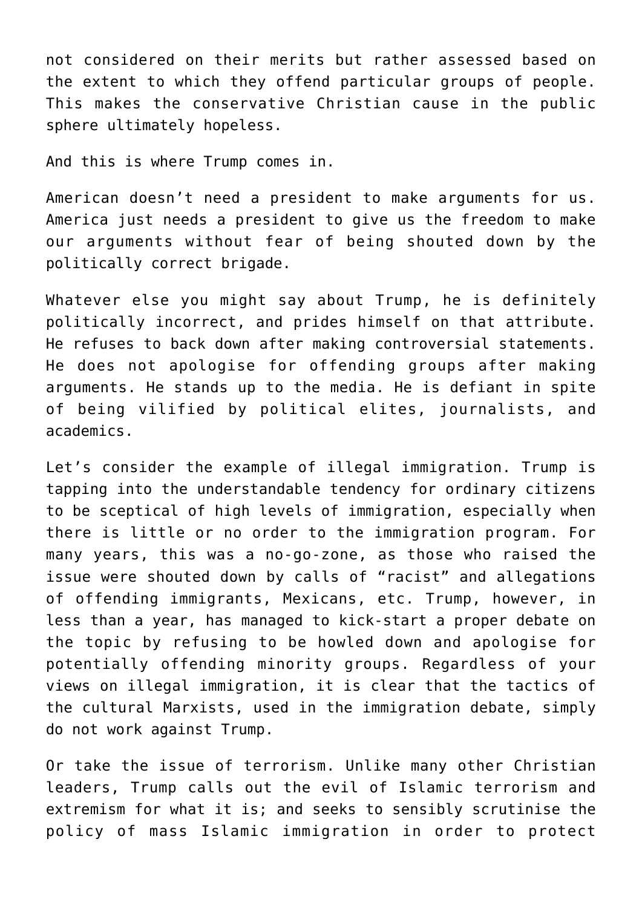not considered on their merits but rather assessed based on the extent to which they offend particular groups of people. This makes the conservative Christian cause in the public sphere ultimately hopeless.

And this is where Trump comes in.

American doesn't need a president to make arguments for us. America just needs a president to give us the freedom to make our arguments without fear of being shouted down by the politically correct brigade.

Whatever else you might say about Trump, he is definitely politically incorrect, and prides himself on that attribute. He refuses to back down after making controversial statements. He does not apologise for offending groups after making arguments. He stands up to the media. He is defiant in spite of being vilified by political elites, journalists, and academics.

Let's consider the example of illegal immigration. Trump is tapping into the understandable tendency for ordinary citizens to be sceptical of high levels of immigration, especially when there is little or no order to the immigration program. For many years, this was a no-go-zone, as those who raised the issue were shouted down by calls of "racist" and allegations of offending immigrants, Mexicans, etc. Trump, however, in less than a year, has managed to kick-start a proper debate on the topic by refusing to be howled down and apologise for potentially offending minority groups. Regardless of your views on illegal immigration, it is clear that the tactics of the cultural Marxists, used in the immigration debate, simply do not work against Trump.

Or take the issue of terrorism. Unlike many other Christian leaders, Trump calls out the evil of Islamic terrorism and extremism for what it is; and seeks to sensibly scrutinise the policy of mass Islamic immigration in order to protect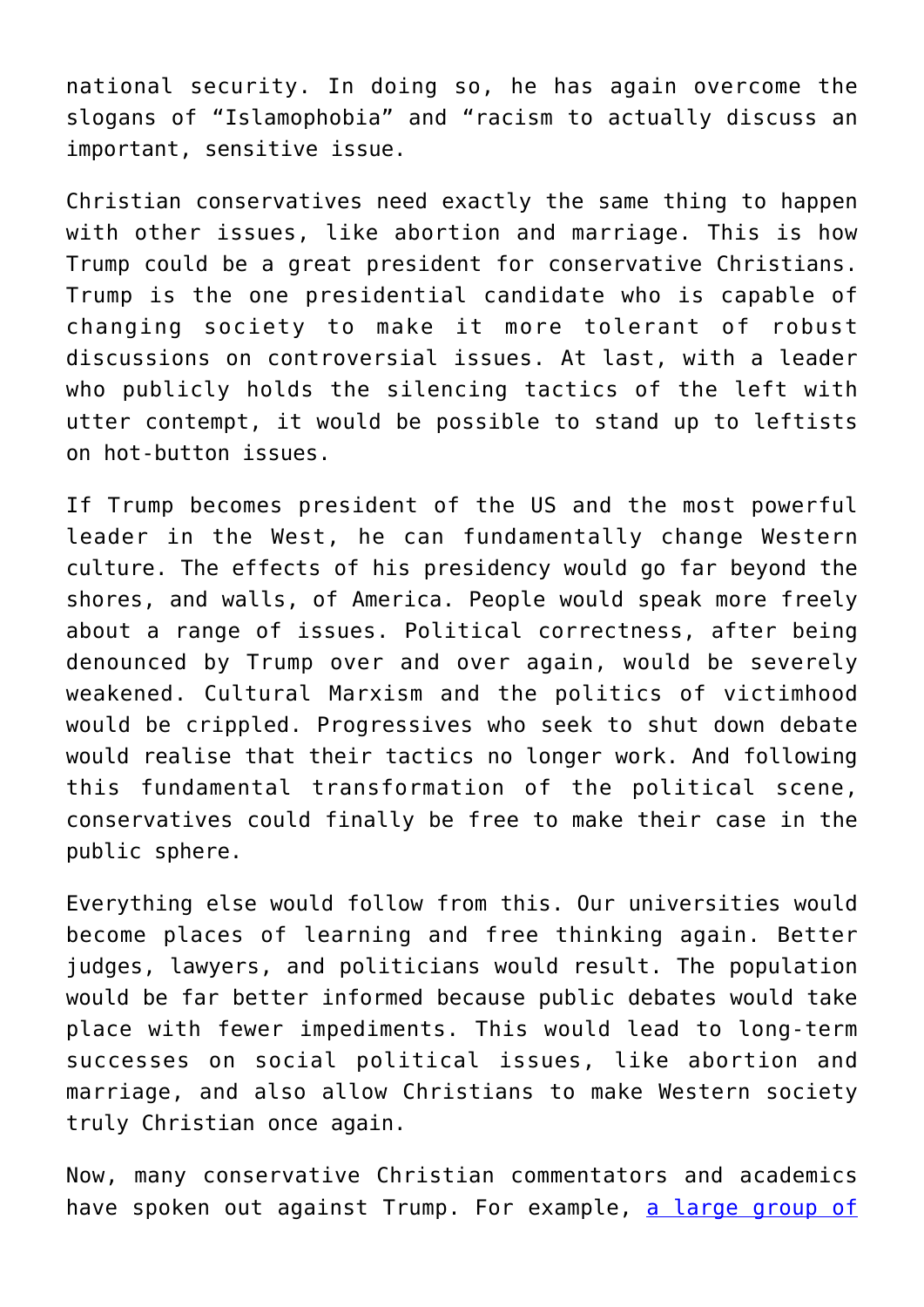national security. In doing so, he has again overcome the slogans of "Islamophobia" and "racism to actually discuss an important, sensitive issue.

Christian conservatives need exactly the same thing to happen with other issues, like abortion and marriage. This is how Trump could be a great president for conservative Christians. Trump is the one presidential candidate who is capable of changing society to make it more tolerant of robust discussions on controversial issues. At last, with a leader who publicly holds the silencing tactics of the left with utter contempt, it would be possible to stand up to leftists on hot-button issues.

If Trump becomes president of the US and the most powerful leader in the West, he can fundamentally change Western culture. The effects of his presidency would go far beyond the shores, and walls, of America. People would speak more freely about a range of issues. Political correctness, after being denounced by Trump over and over again, would be severely weakened. Cultural Marxism and the politics of victimhood would be crippled. Progressives who seek to shut down debate would realise that their tactics no longer work. And following this fundamental transformation of the political scene, conservatives could finally be free to make their case in the public sphere.

Everything else would follow from this. Our universities would become places of learning and free thinking again. Better judges, lawyers, and politicians would result. The population would be far better informed because public debates would take place with fewer impediments. This would lead to long-term successes on social political issues, like abortion and marriage, and also allow Christians to make Western society truly Christian once again.

Now, many conservative Christian commentators and academics have spoken out against Trump. For example, [a large group of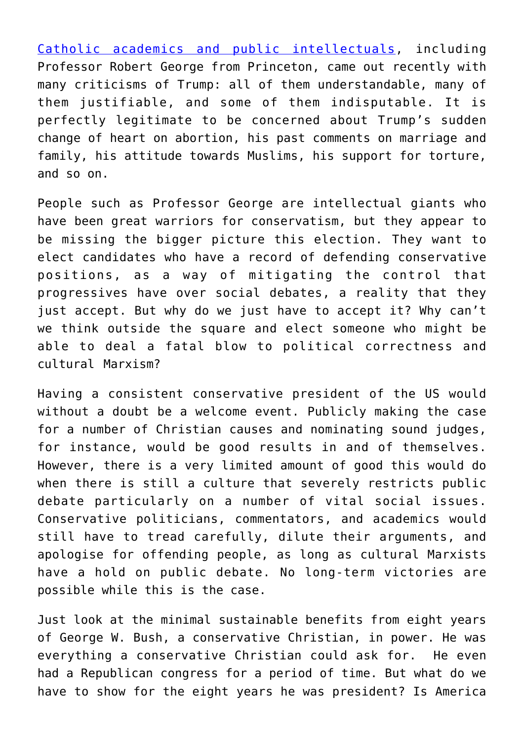Catholic academics and public intellectuals, including Professor Robert George from Princeton, came out recently with many criticisms of Trump: all of them understandable, many of them justifiable, and some of them indisputable. It is perfectly legitimate to be concerned about Trump's sudden change of heart on abortion, his past comments on marriage and family, his attitude towards Muslims, his support for torture, and so on.

People such as Professor George are intellectual giants who have been great warriors for conservatism, but they appear to be missing the bigger picture this election. They want to elect candidates who have a record of defending conservative positions, as a way of mitigating the control that progressives have over social debates, a reality that they just accept. But why do we just have to accept it? Why can't we think outside the square and elect someone who might be able to deal a fatal blow to political correctness and cultural Marxism?

Having a consistent conservative president of the US would without a doubt be a welcome event. Publicly making the case for a number of Christian causes and nominating sound judges, for instance, would be good results in and of themselves. However, there is a very limited amount of good this would do when there is still a culture that severely restricts public debate particularly on a number of vital social issues. Conservative politicians, commentators, and academics would still have to tread carefully, dilute their arguments, and apologise for offending people, as long as cultural Marxists have a hold on public debate. No long-term victories are possible while this is the case.

Just look at the minimal sustainable benefits from eight years of George W. Bush, a conservative Christian, in power. He was everything a conservative Christian could ask for. He even had a Republican congress for a period of time. But what do we have to show for the eight years he was president? Is America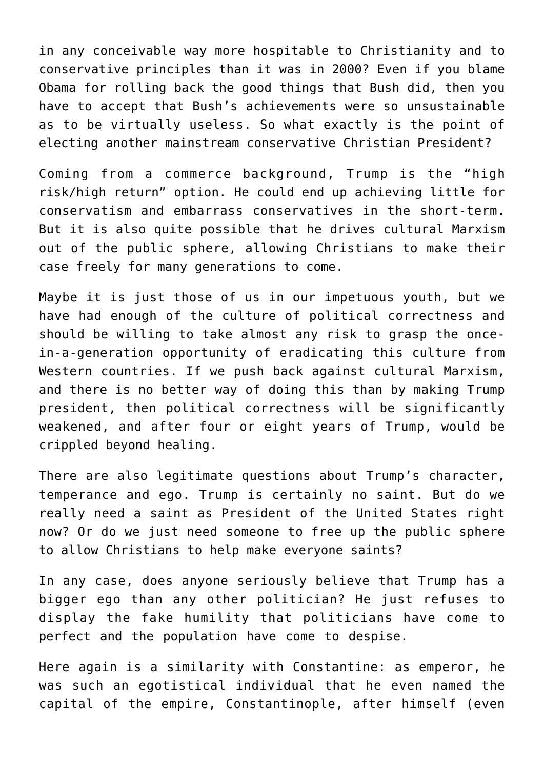in any conceivable way more hospitable to Christianity and to conservative principles than it was in 2000? Even if you blame Obama for rolling back the good things that Bush did, then you have to accept that Bush's achievements were so unsustainable as to be virtually useless. So what exactly is the point of electing another mainstream conservative Christian President?

Coming from a commerce background, Trump is the "high risk/high return" option. He could end up achieving little for conservatism and embarrass conservatives in the short-term. But it is also quite possible that he drives cultural Marxism out of the public sphere, allowing Christians to make their case freely for many generations to come.

Maybe it is just those of us in our impetuous youth, but we have had enough of the culture of political correctness and should be willing to take almost any risk to grasp the once-in-a-generation opportunity of eradicating this culture from Western countries. If we push back against cultural Marxism, and there is no better way of doing this than by making Trump president, then political correctness will be significantly weakened, and after four or eight years of Trump, would be crippled beyond healing.

There are also legitimate questions about Trump's character, temperance and ego. Trump is certainly no saint. But do we really need a saint as President of the United States right now? Or do we just need someone to free up the public sphere to allow Christians to help make everyone saints?

In any case, does anyone seriously believe that Trump has a bigger ego than any other politician? He just refuses to display the fake humility that politicians have come to perfect and the population have come to despise.

Here again is a similarity with Constantine: as emperor, he was such an egotistical individual that he even named the capital of the empire, Constantinople, after himself (even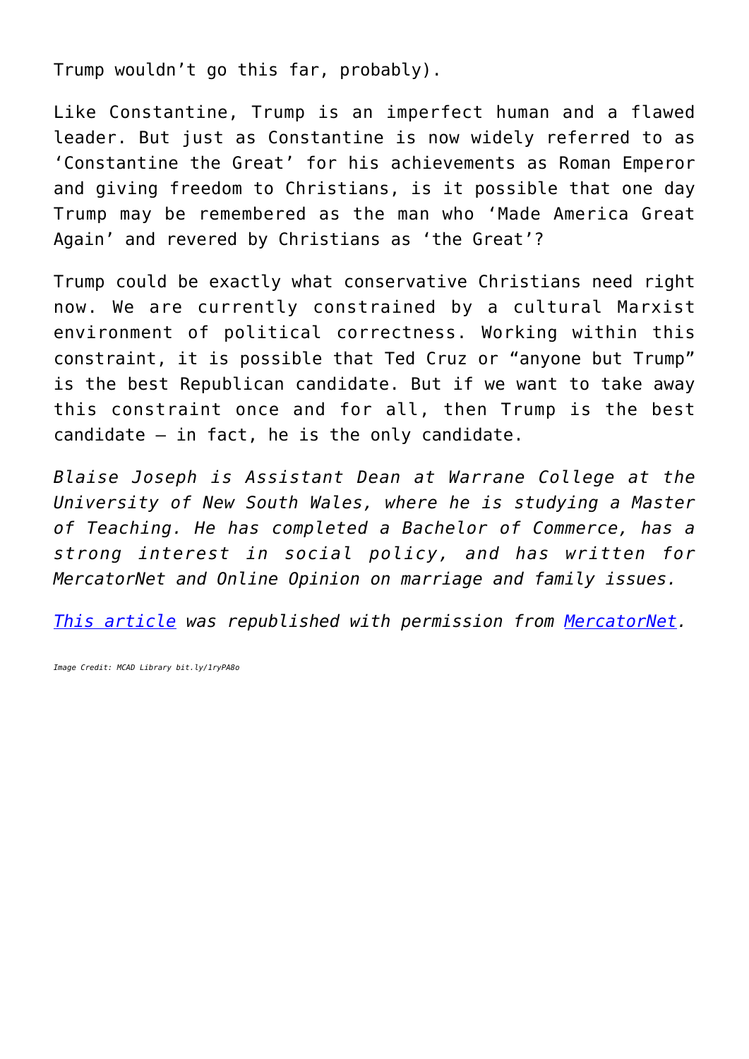Trump wouldn’t go this far, probably).

Like Constantine, Trump is an imperfect human and a flawed leader. But just as Constantine is now widely referred to as ‘Constantine the Great’ for his achievements as Roman Emperor and giving freedom to Christians, is it possible that one day Trump may be remembered as the man who ‘Made America Great Again’ and revered by Christians as ‘the Great’?

Trump could be exactly what conservative Christians need right now. We are currently constrained by a cultural Marxist environment of political correctness. Working within this constraint, it is possible that Ted Cruz or “anyone but Trump” is the best Republican candidate. But if we want to take away this constraint once and for all, then Trump is the best candidate – in fact, he is the only candidate.

*Blaise Joseph is Assistant Dean at Warrane College at the University of New South Wales, where he is studying a Master of Teaching. He has completed a Bachelor of Commerce, has a strong interest in social policy, and has written for MercatorNet and Online Opinion on marriage and family issues.*

*This article was republished with permission from MercatorNet.*

*Image Credit: MCAD Library bit.ly/1ryPA8o*